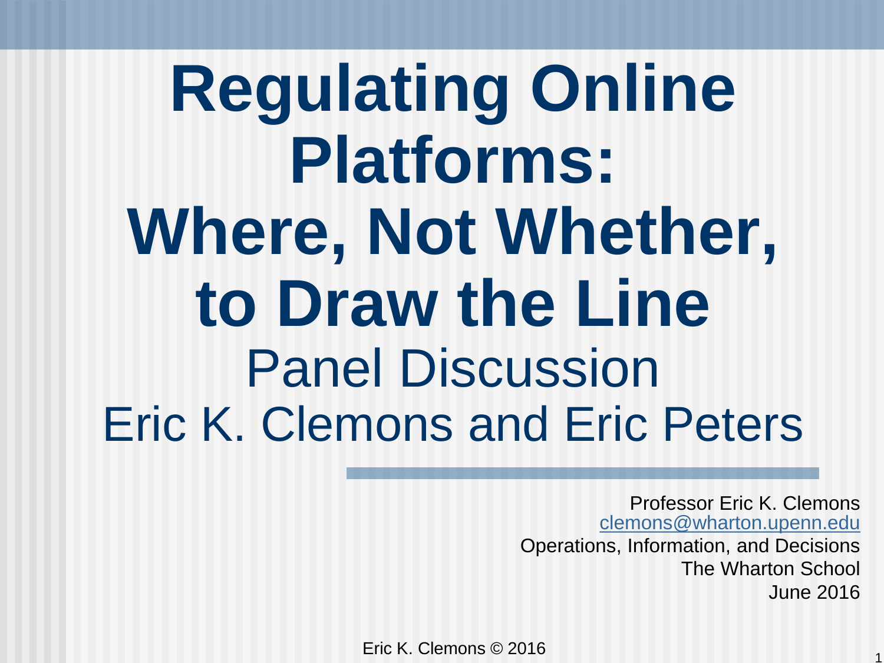# Regulating Online Platforms: Where, Not Whether, to Draw the Line

Panel Discussion

Eric K. Clemons and Eric Peters

Professor Eric K. Clemons
clemons@wharton.upenn.edu
Operations, Information, and Decisions
The Wharton School
June 2016

Eric K. Clemons © 2016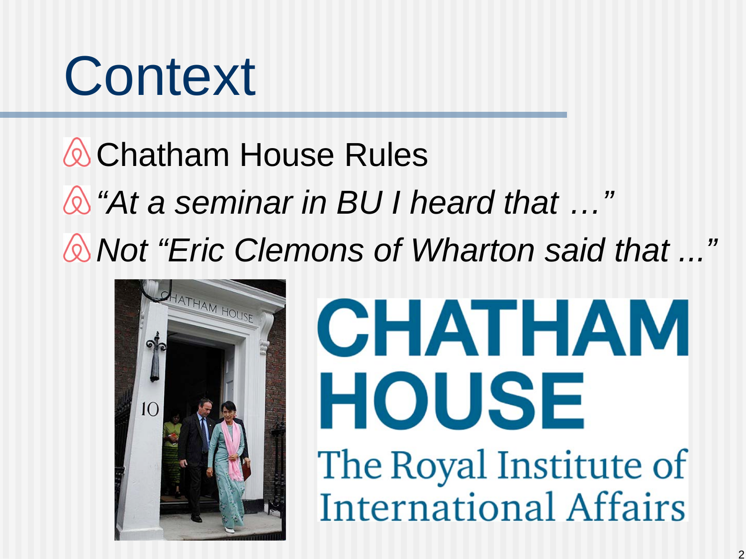# Context

- Chatham House Rules
- *"At a seminar in BU I heard that …"*
- *Not "Eric Clemons of Wharton said that ..."*

CHATHAM HOUSE

The Royal Institute of International Affairs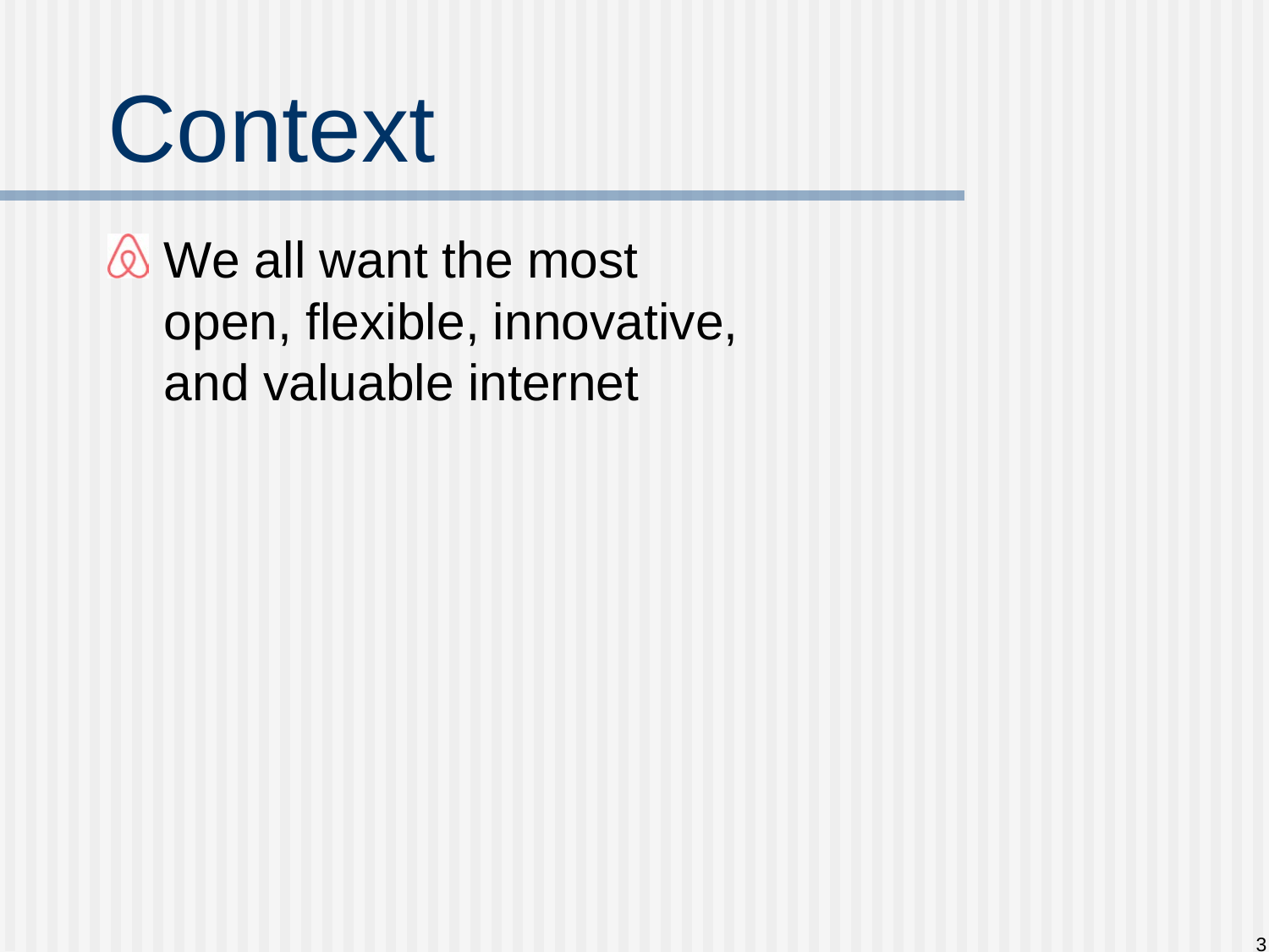# Context

- We all want the most open, flexible, innovative, and valuable internet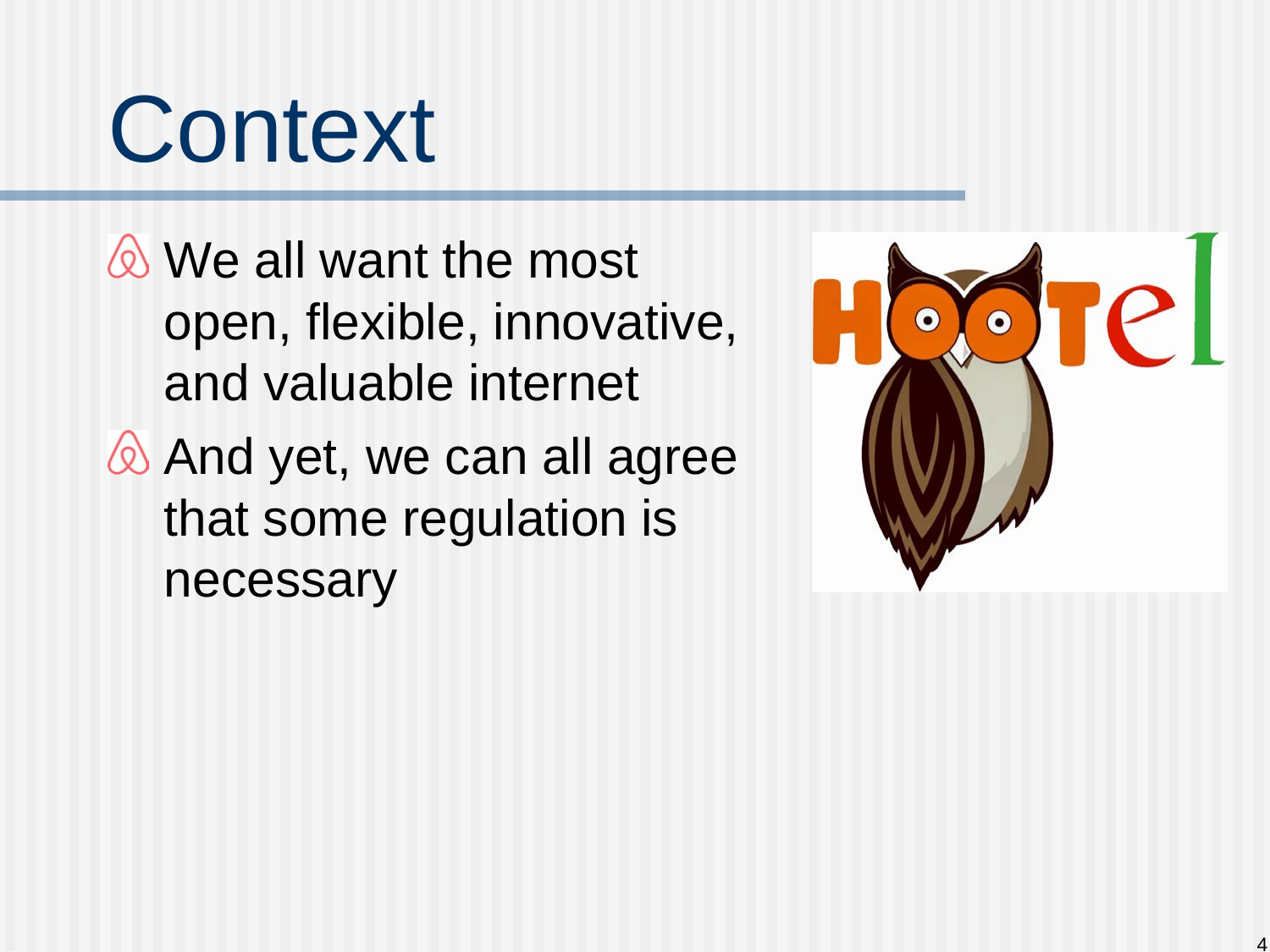# Context

- We all want the most open, flexible, innovative, and valuable internet
- And yet, we can all agree that some regulation is necessary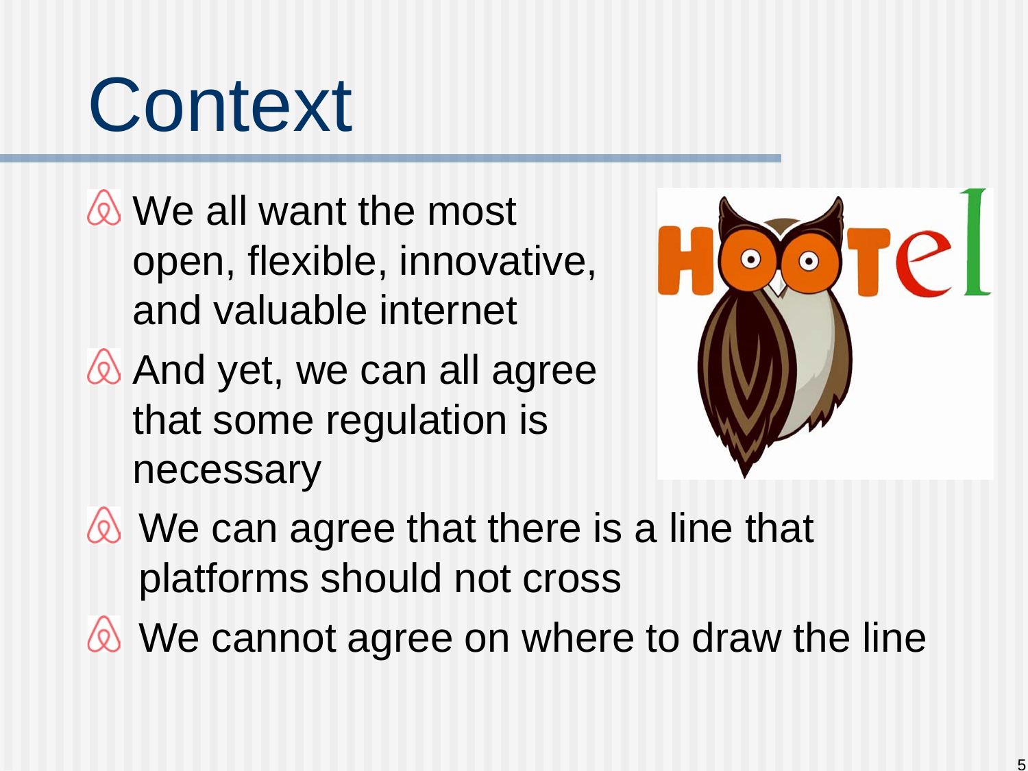# Context

- We all want the most open, flexible, innovative, and valuable internet
- And yet, we can all agree that some regulation is necessary
- We can agree that there is a line that platforms should not cross
- We cannot agree on where to draw the line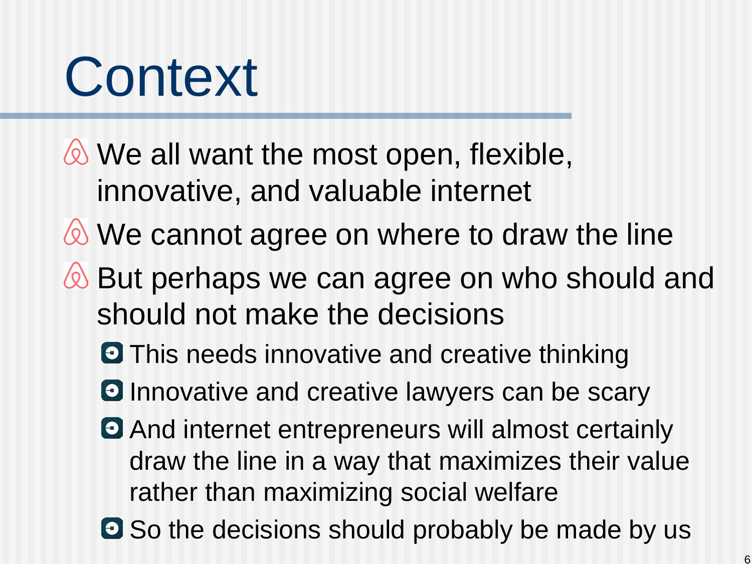# Context

- We all want the most open, flexible, innovative, and valuable internet
- We cannot agree on where to draw the line
- But perhaps we can agree on who should and should not make the decisions
  - This needs innovative and creative thinking
  - Innovative and creative lawyers can be scary
  - And internet entrepreneurs will almost certainly draw the line in a way that maximizes their value rather than maximizing social welfare
  - So the decisions should probably be made by us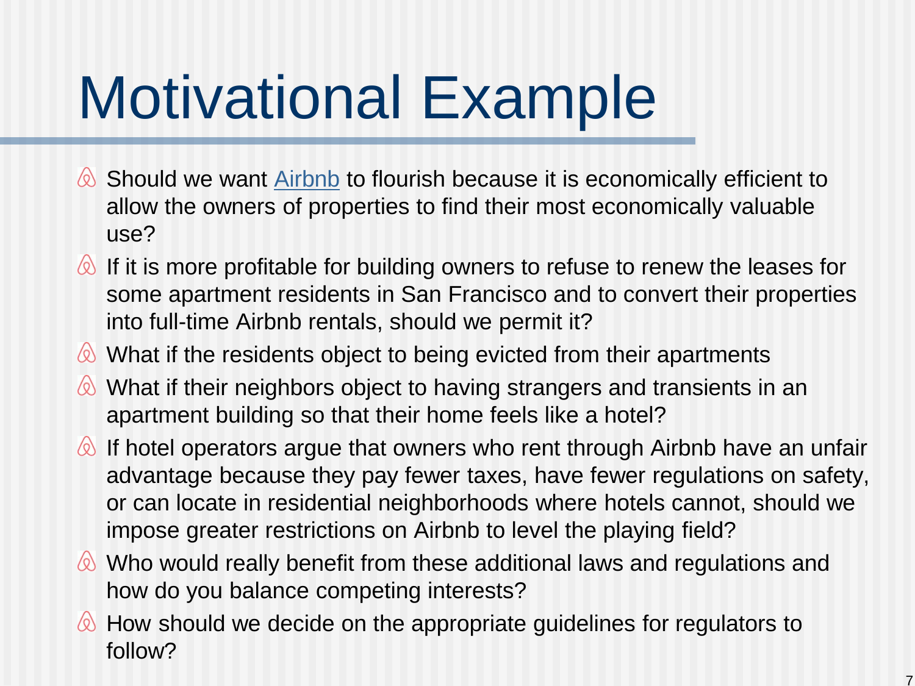# Motivational Example

- Should we want Airbnb to flourish because it is economically efficient to allow the owners of properties to find their most economically valuable use?
- If it is more profitable for building owners to refuse to renew the leases for some apartment residents in San Francisco and to convert their properties into full-time Airbnb rentals, should we permit it?
- What if the residents object to being evicted from their apartments
- What if their neighbors object to having strangers and transients in an apartment building so that their home feels like a hotel?
- If hotel operators argue that owners who rent through Airbnb have an unfair advantage because they pay fewer taxes, have fewer regulations on safety, or can locate in residential neighborhoods where hotels cannot, should we impose greater restrictions on Airbnb to level the playing field?
- Who would really benefit from these additional laws and regulations and how do you balance competing interests?
- How should we decide on the appropriate guidelines for regulators to follow?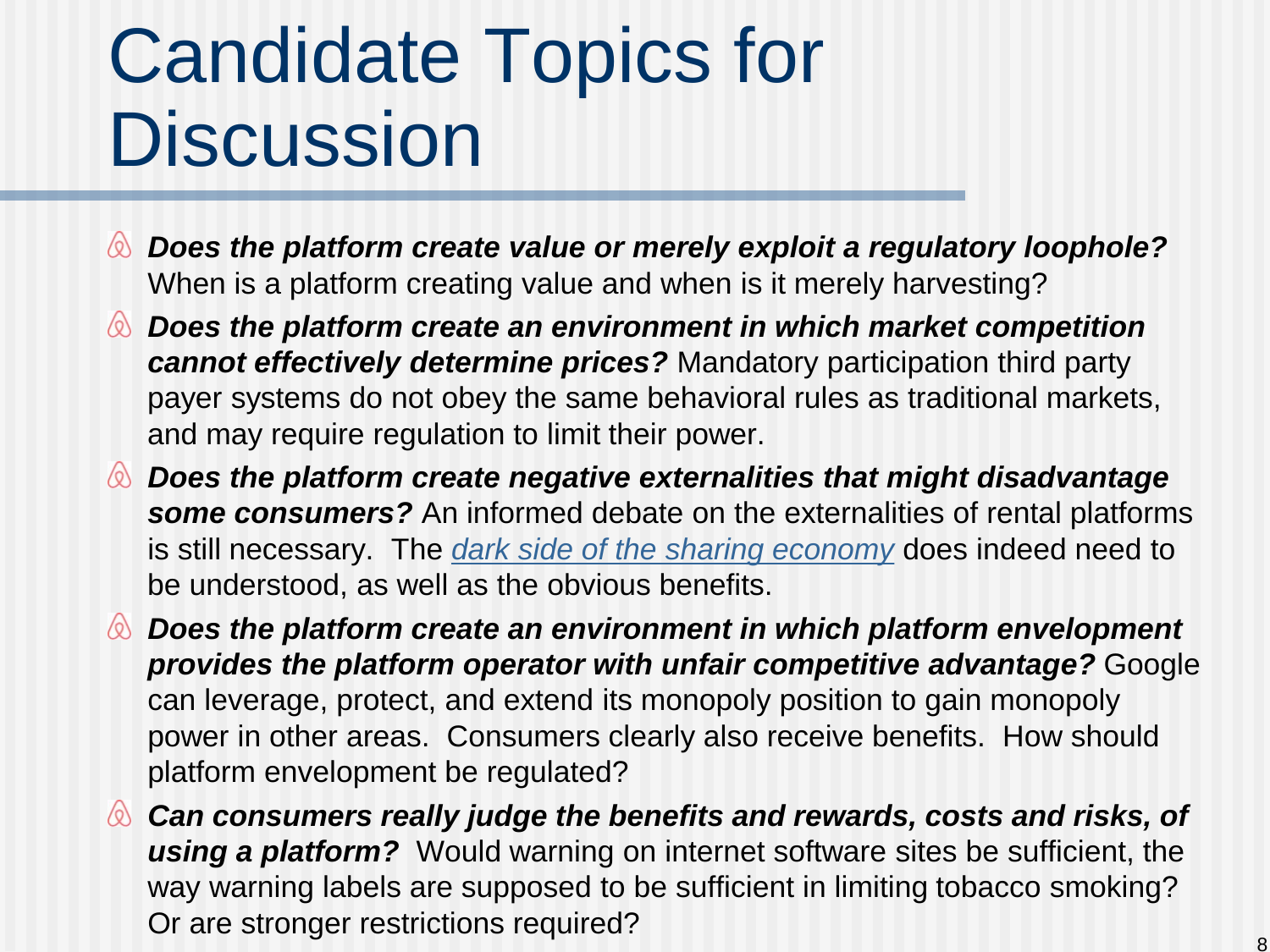# Candidate Topics for Discussion

- ***Does the platform create value or merely exploit a regulatory loophole?*** When is a platform creating value and when is it merely harvesting?
- ***Does the platform create an environment in which market competition cannot effectively determine prices?*** Mandatory participation third party payer systems do not obey the same behavioral rules as traditional markets, and may require regulation to limit their power.
- ***Does the platform create negative externalities that might disadvantage some consumers?*** An informed debate on the externalities of rental platforms is still necessary. The *dark side of the sharing economy* does indeed need to be understood, as well as the obvious benefits.
- ***Does the platform create an environment in which platform envelopment provides the platform operator with unfair competitive advantage?*** Google can leverage, protect, and extend its monopoly position to gain monopoly power in other areas. Consumers clearly also receive benefits. How should platform envelopment be regulated?
- ***Can consumers really judge the benefits and rewards, costs and risks, of using a platform?*** Would warning on internet software sites be sufficient, the way warning labels are supposed to be sufficient in limiting tobacco smoking? Or are stronger restrictions required?